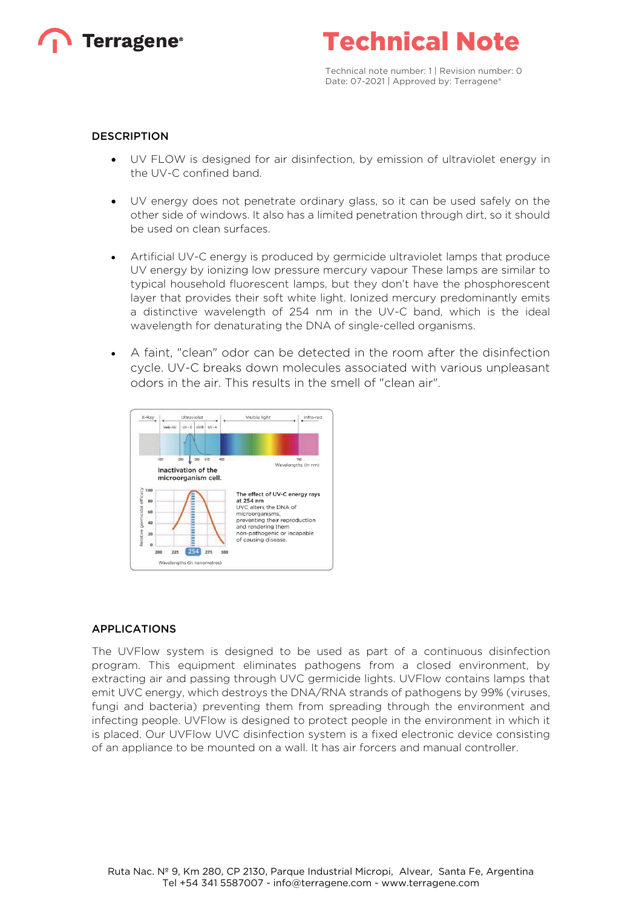# Technical Note

Technical note number: 1 | Revision number: 0
Date: 07-2021 | Approved by: Terragene®

## DESCRIPTION

- UV FLOW is designed for air disinfection, by emission of ultraviolet energy in the UV-C confined band.
- UV energy does not penetrate ordinary glass, so it can be used safely on the other side of windows. It also has a limited penetration through dirt, so it should be used on clean surfaces.
- Artificial UV-C energy is produced by germicide ultraviolet lamps that produce UV energy by ionizing low pressure mercury vapour These lamps are similar to typical household fluorescent lamps, but they don't have the phosphorescent layer that provides their soft white light. Ionized mercury predominantly emits a distinctive wavelength of 254 nm in the UV-C band, which is the ideal wavelength for denaturating the DNA of single-celled organisms.
- A faint, "clean" odor can be detected in the room after the disinfection cycle. UV-C breaks down molecules associated with various unpleasant odors in the air. This results in the smell of "clean air".

## APPLICATIONS

The UVFlow system is designed to be used as part of a continuous disinfection program. This equipment eliminates pathogens from a closed environment, by extracting air and passing through UVC germicide lights. UVFlow contains lamps that emit UVC energy, which destroys the DNA/RNA strands of pathogens by 99% (viruses, fungi and bacteria) preventing them from spreading through the environment and infecting people. UVFlow is designed to protect people in the environment in which it is placed. Our UVFlow UVC disinfection system is a fixed electronic device consisting of an appliance to be mounted on a wall. It has air forcers and manual controller.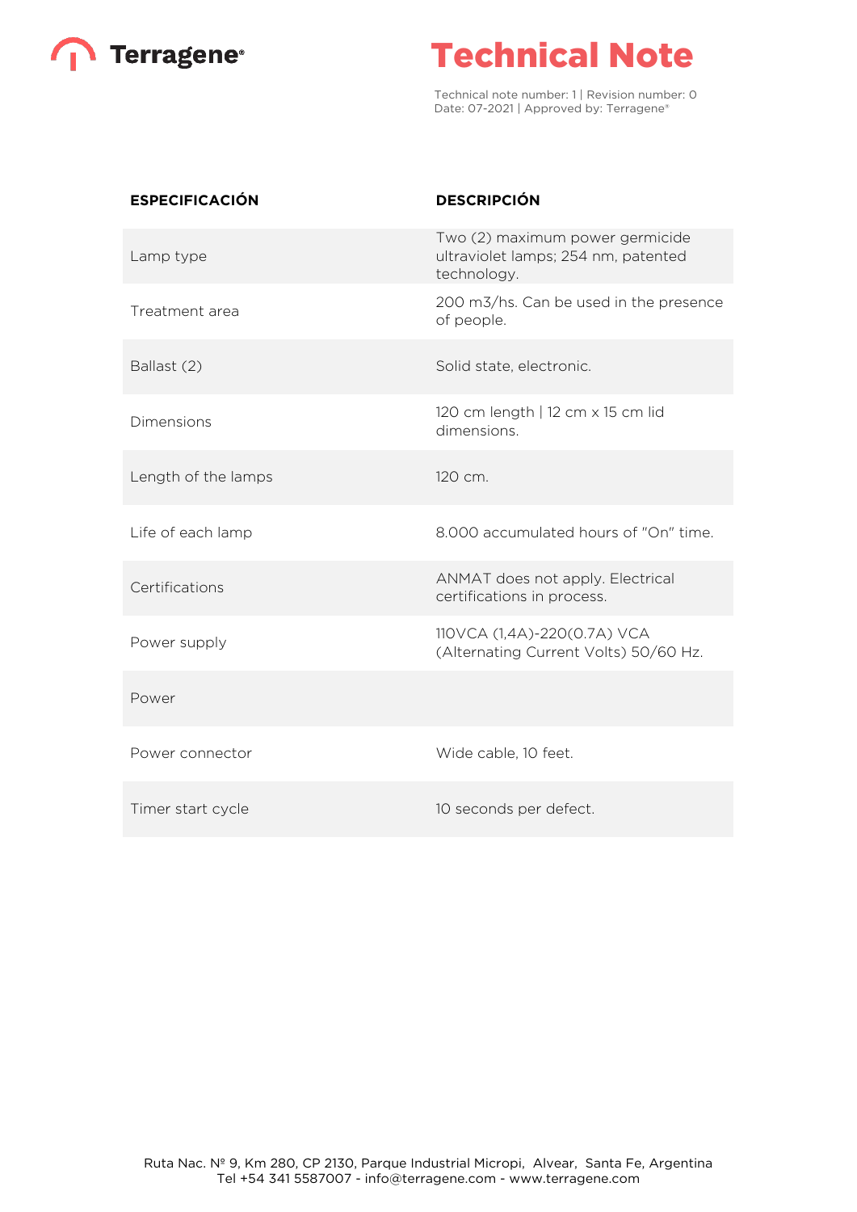| ESPECIFICACIÓN | DESCRIPCIÓN |
|---|---|
| Lamp type | Two (2) maximum power germicide ultraviolet lamps; 254 nm, patented technology. |
| Treatment area | 200 m3/hs. Can be used in the presence of people. |
| Ballast (2) | Solid state, electronic. |
| Dimensions | 120 cm length \| 12 cm x 15 cm lid dimensions. |
| Length of the lamps | 120 cm. |
| Life of each lamp | 8.000 accumulated hours of "On" time. |
| Certifications | ANMAT does not apply. Electrical certifications in process. |
| Power supply | 110VCA (1,4A)-220(0.7A) VCA (Alternating Current Volts) 50/60 Hz. |
| Power | |
| Power connector | Wide cable, 10 feet. |
| Timer start cycle | 10 seconds per defect. |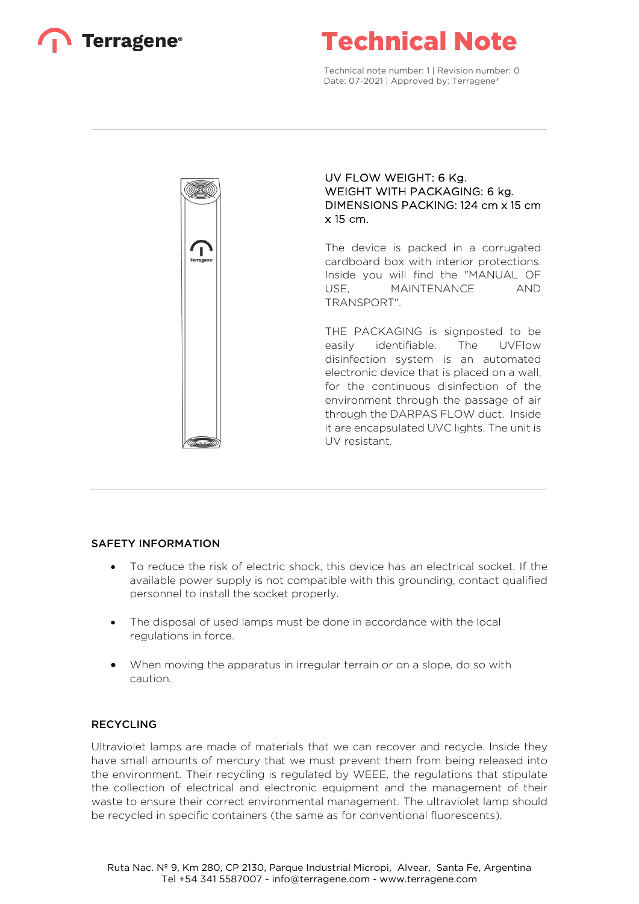# Technical Note

Technical note number: 1 | Revision number: 0
Date: 07-2021 | Approved by: Terragene®

UV FLOW WEIGHT: 6 Kg.
WEIGHT WITH PACKAGING: 6 kg.
DIMENSIONS PACKING: 124 cm x 15 cm x 15 cm.

The device is packed in a corrugated cardboard box with interior protections. Inside you will find the "MANUAL OF USE, MAINTENANCE AND TRANSPORT".

THE PACKAGING is signposted to be easily identifiable. The UVFlow disinfection system is an automated electronic device that is placed on a wall, for the continuous disinfection of the environment through the passage of air through the DARPAS FLOW duct. Inside it are encapsulated UVC lights. The unit is UV resistant.

## SAFETY INFORMATION

- To reduce the risk of electric shock, this device has an electrical socket. If the available power supply is not compatible with this grounding, contact qualified personnel to install the socket properly.
- The disposal of used lamps must be done in accordance with the local regulations in force.
- When moving the apparatus in irregular terrain or on a slope, do so with caution.

## RECYCLING

Ultraviolet lamps are made of materials that we can recover and recycle. Inside they have small amounts of mercury that we must prevent them from being released into the environment. Their recycling is regulated by WEEE, the regulations that stipulate the collection of electrical and electronic equipment and the management of their waste to ensure their correct environmental management. The ultraviolet lamp should be recycled in specific containers (the same as for conventional fluorescents).

Ruta Nac. Nº 9, Km 280, CP 2130, Parque Industrial Micropi, Alvear, Santa Fe, Argentina
Tel +54 341 5587007 - info@terragene.com - www.terragene.com